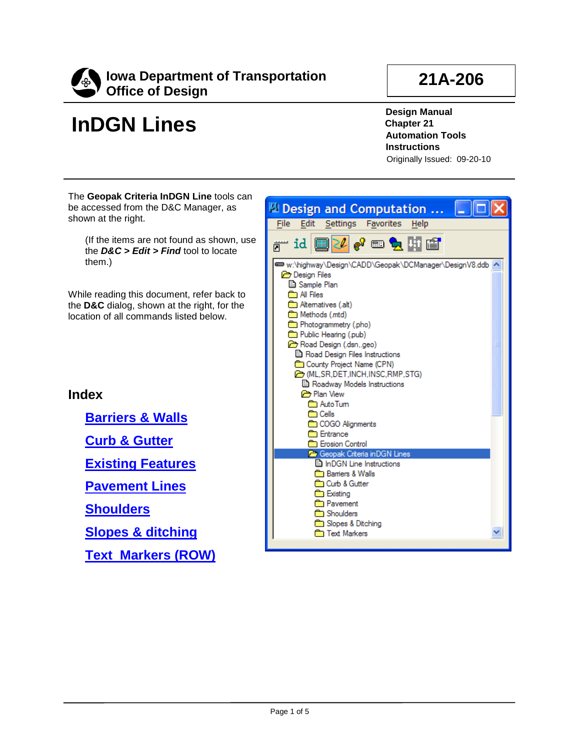# Iowa Department of Transportation
## Office of Design

**21A-206**

# InDGN Lines

**Design Manual**
**Chapter 21**
**Automation Tools**
**Instructions**
Originally Issued: 09-20-10

The **Geopak Criteria InDGN Line** tools can be accessed from the D&C Manager, as shown at the right.

(If the items are not found as shown, use the ***D&C > Edit > Find*** tool to locate them.)

While reading this document, refer back to the **D&C** dialog, shown at the right, for the location of all commands listed below.

## Index

**Barriers & Walls**

**Curb & Gutter**

**Existing Features**

**Pavement Lines**

**Shoulders**

**Slopes & ditching**

**Text Markers (ROW)**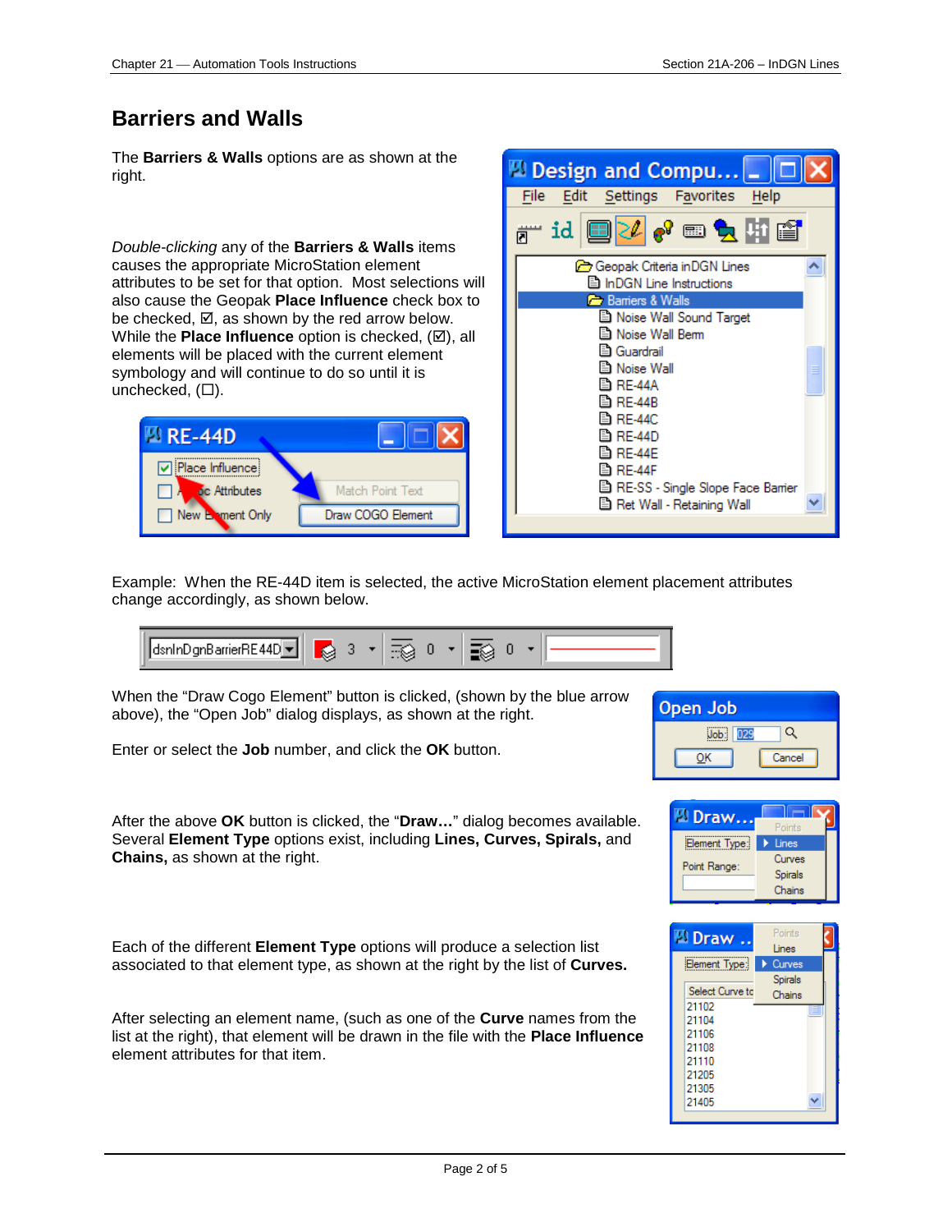# Barriers and Walls

The **Barriers & Walls** options are as shown at the right.

*Double-clicking* any of the **Barriers & Walls** items causes the appropriate MicroStation element attributes to be set for that option. Most selections will also cause the Geopak **Place Influence** check box to be checked, ☑, as shown by the red arrow below. While the **Place Influence** option is checked, (☑), all elements will be placed with the current element symbology and will continue to do so until it is unchecked, (☐).

Example: When the RE-44D item is selected, the active MicroStation element placement attributes change accordingly, as shown below.

When the "Draw Cogo Element" button is clicked, (shown by the blue arrow above), the "Open Job" dialog displays, as shown at the right.

Enter or select the **Job** number, and click the **OK** button.

After the above **OK** button is clicked, the "**Draw…**" dialog becomes available. Several **Element Type** options exist, including **Lines, Curves, Spirals,** and **Chains,** as shown at the right.

Each of the different **Element Type** options will produce a selection list associated to that element type, as shown at the right by the list of **Curves.**

After selecting an element name, (such as one of the **Curve** names from the list at the right), that element will be drawn in the file with the **Place Influence** element attributes for that item.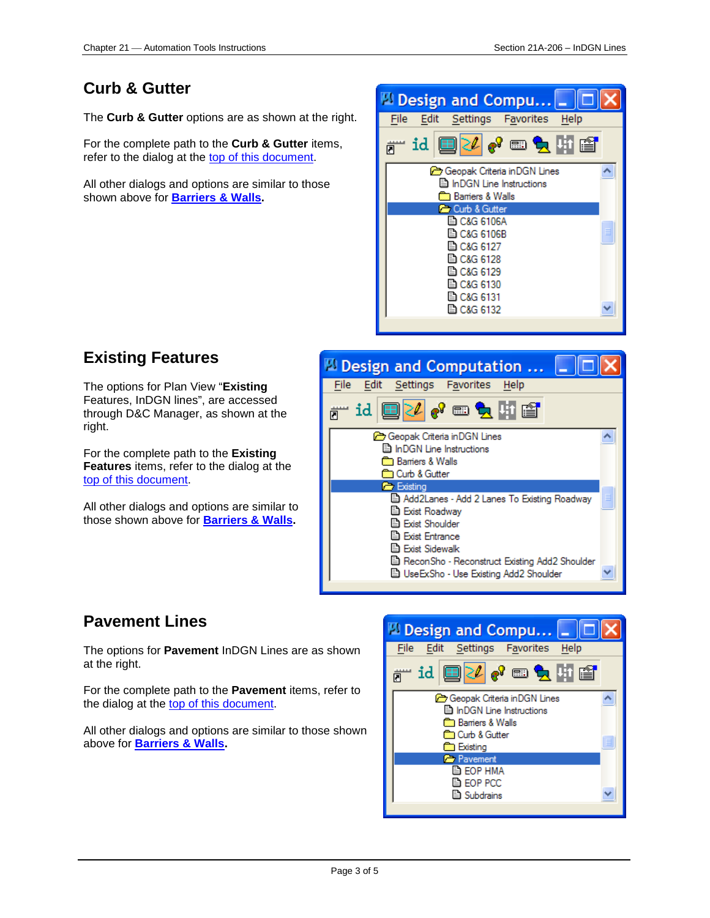## Curb & Gutter

The **Curb & Gutter** options are as shown at the right.

For the complete path to the **Curb & Gutter** items, refer to the dialog at the top of this document.

All other dialogs and options are similar to those shown above for **Barriers & Walls.**

## Existing Features

The options for Plan View "**Existing** Features, InDGN lines", are accessed through D&C Manager, as shown at the right.

For the complete path to the **Existing Features** items, refer to the dialog at the top of this document.

All other dialogs and options are similar to those shown above for **Barriers & Walls.**

## Pavement Lines

The options for **Pavement** InDGN Lines are as shown at the right.

For the complete path to the **Pavement** items, refer to the dialog at the top of this document.

All other dialogs and options are similar to those shown above for **Barriers & Walls.**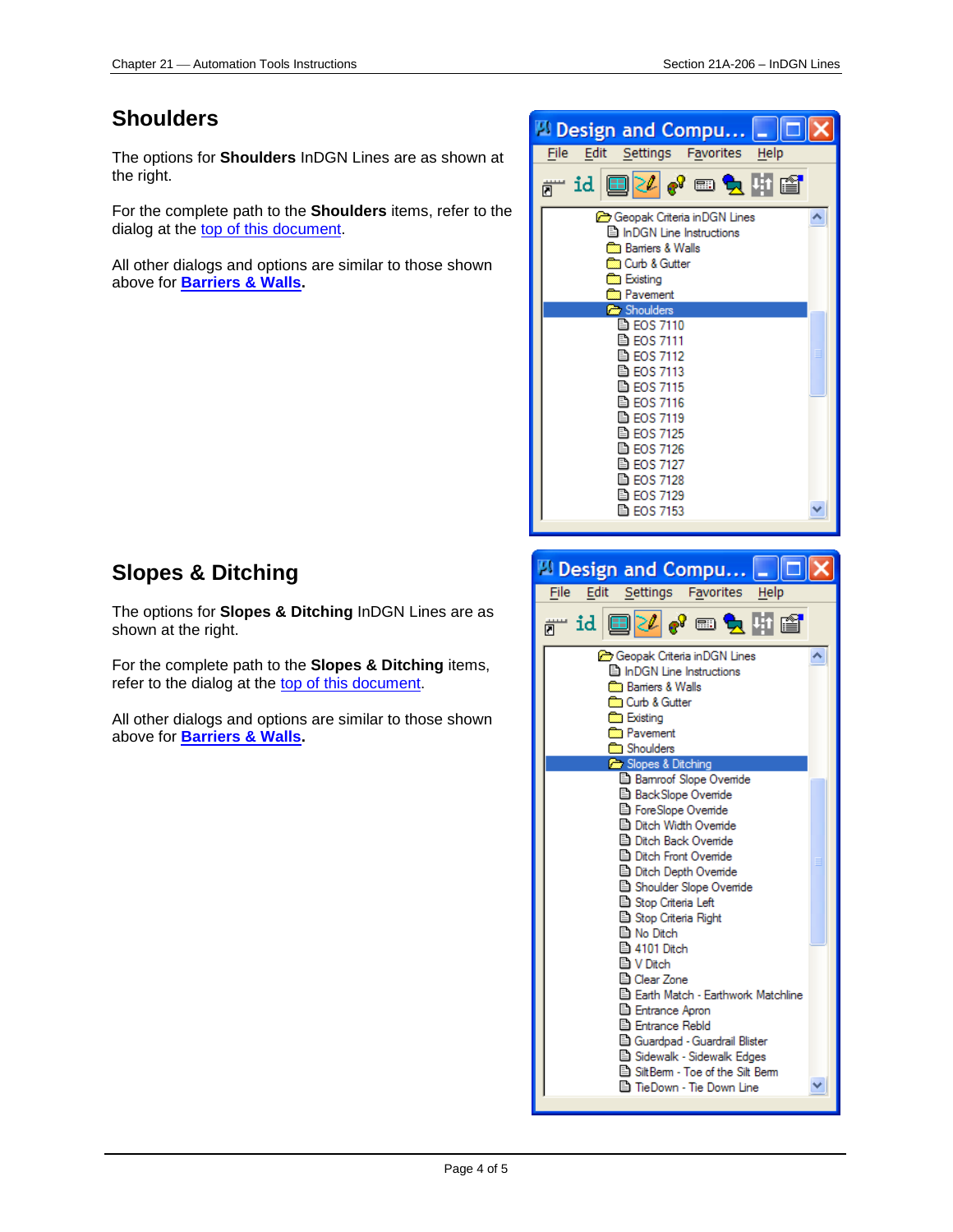## Shoulders

The options for **Shoulders** InDGN Lines are as shown at the right.

For the complete path to the **Shoulders** items, refer to the dialog at the top of this document.

All other dialogs and options are similar to those shown above for **Barriers & Walls**.

## Slopes & Ditching

The options for **Slopes & Ditching** InDGN Lines are as shown at the right.

For the complete path to the **Slopes & Ditching** items, refer to the dialog at the top of this document.

All other dialogs and options are similar to those shown above for **Barriers & Walls**.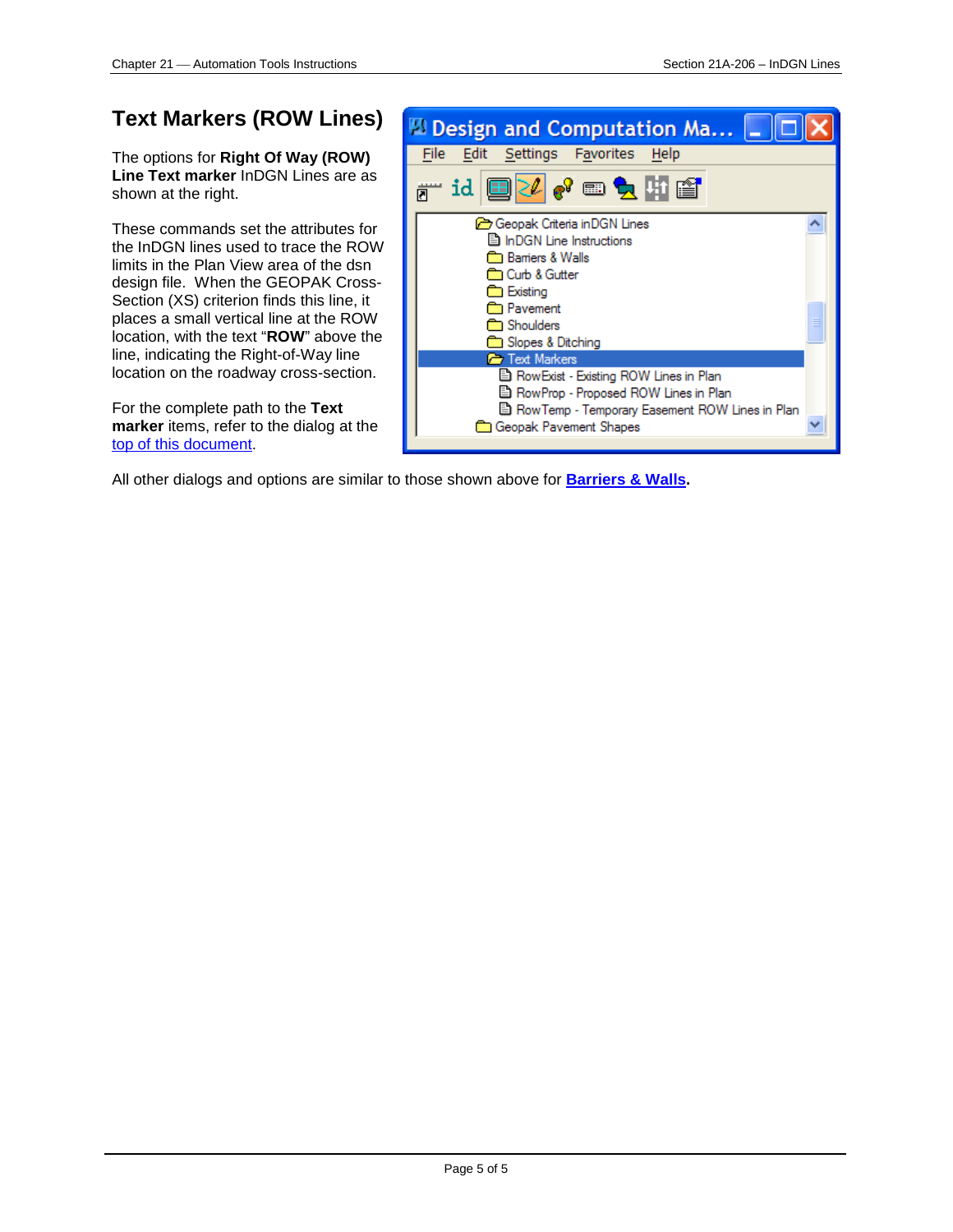## Text Markers (ROW Lines)

The options for **Right Of Way (ROW) Line Text marker** InDGN Lines are as shown at the right.

These commands set the attributes for the InDGN lines used to trace the ROW limits in the Plan View area of the dsn design file. When the GEOPAK Cross-Section (XS) criterion finds this line, it places a small vertical line at the ROW location, with the text "**ROW**" above the line, indicating the Right-of-Way line location on the roadway cross-section.

For the complete path to the **Text marker** items, refer to the dialog at the top of this document.

All other dialogs and options are similar to those shown above for **Barriers & Walls**.